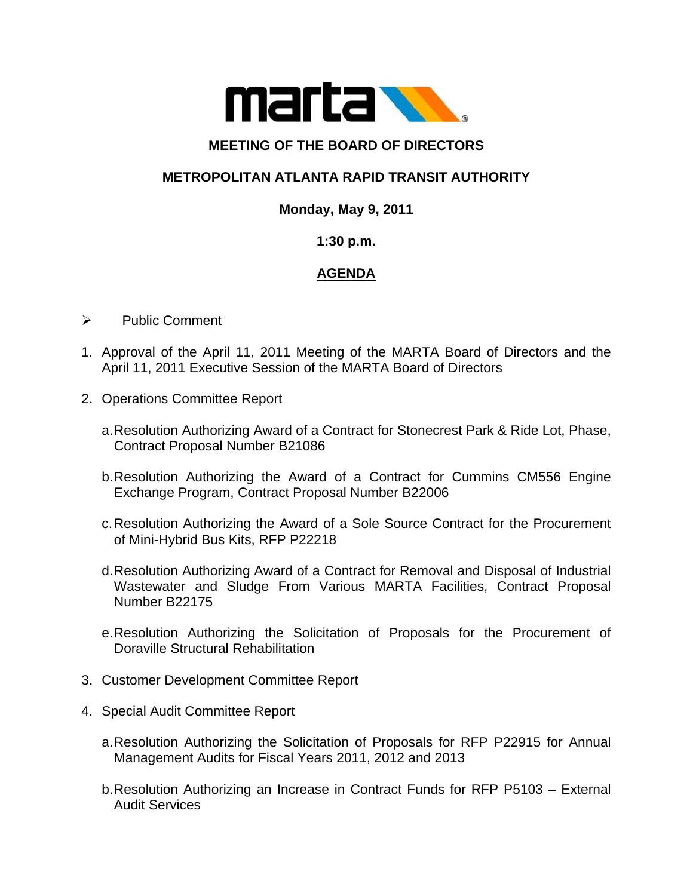# MEETING OF THE BOARD OF DIRECTORS

## METROPOLITAN ATLANTA RAPID TRANSIT AUTHORITY

**Monday, May 9, 2011**

**1:30 p.m.**

**<u>AGENDA</u>**

- Public Comment

1. Approval of the April 11, 2011 Meeting of the MARTA Board of Directors and the April 11, 2011 Executive Session of the MARTA Board of Directors

2. Operations Committee Report

   a. Resolution Authorizing Award of a Contract for Stonecrest Park & Ride Lot, Phase, Contract Proposal Number B21086

   b. Resolution Authorizing the Award of a Contract for Cummins CM556 Engine Exchange Program, Contract Proposal Number B22006

   c. Resolution Authorizing the Award of a Sole Source Contract for the Procurement of Mini-Hybrid Bus Kits, RFP P22218

   d. Resolution Authorizing Award of a Contract for Removal and Disposal of Industrial Wastewater and Sludge From Various MARTA Facilities, Contract Proposal Number B22175

   e. Resolution Authorizing the Solicitation of Proposals for the Procurement of Doraville Structural Rehabilitation

3. Customer Development Committee Report

4. Special Audit Committee Report

   a. Resolution Authorizing the Solicitation of Proposals for RFP P22915 for Annual Management Audits for Fiscal Years 2011, 2012 and 2013

   b. Resolution Authorizing an Increase in Contract Funds for RFP P5103 – External Audit Services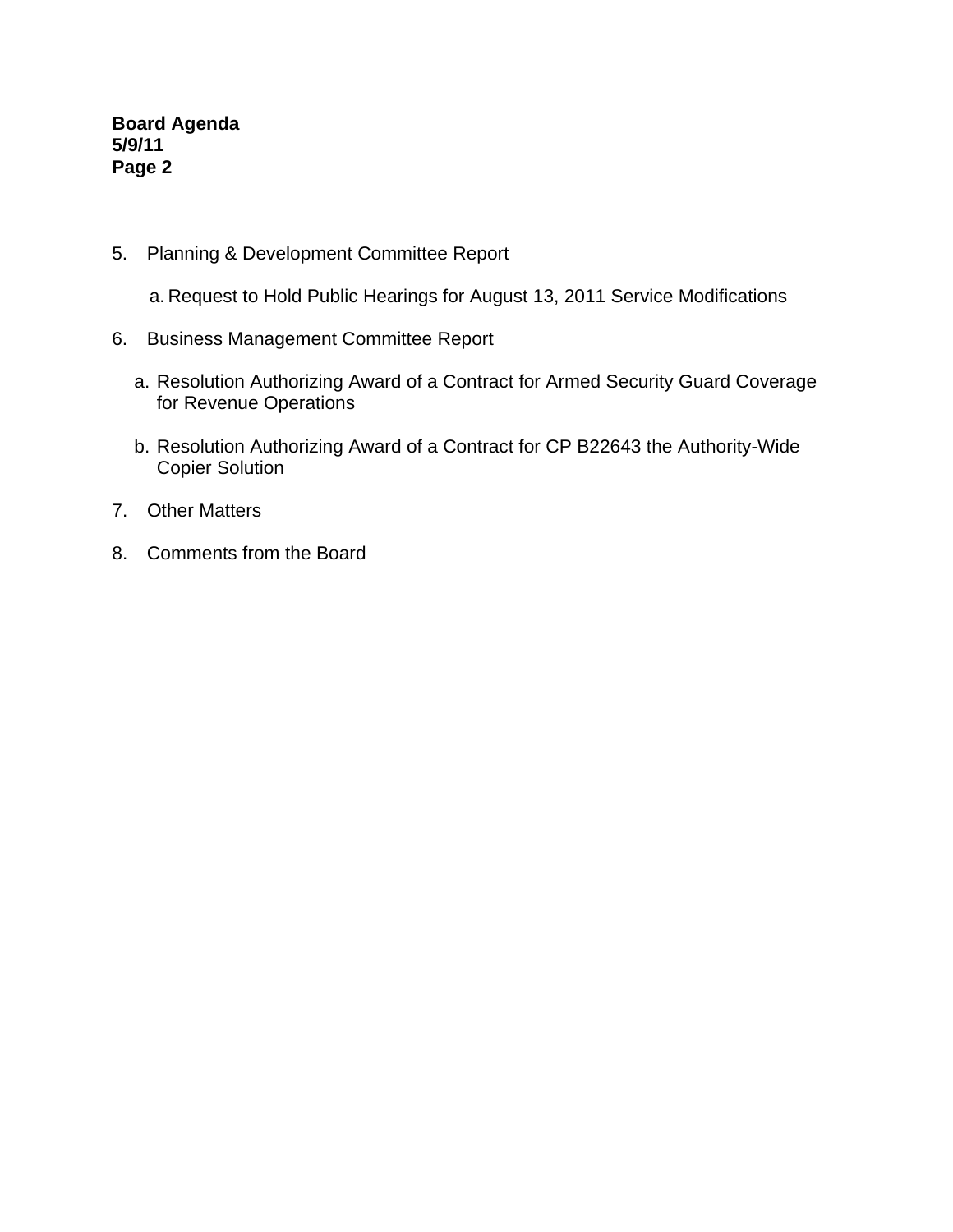5. Planning & Development Committee Report

   a. Request to Hold Public Hearings for August 13, 2011 Service Modifications

6. Business Management Committee Report

   a. Resolution Authorizing Award of a Contract for Armed Security Guard Coverage for Revenue Operations

   b. Resolution Authorizing Award of a Contract for CP B22643 the Authority-Wide Copier Solution

7. Other Matters

8. Comments from the Board